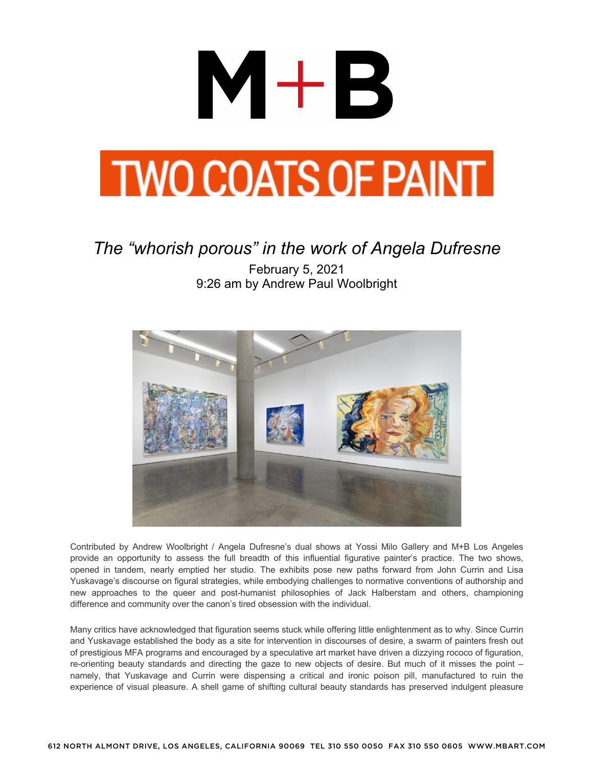# M+B

# TWO COATS OF PAINT

## *The "whorish porous" in the work of Angela Dufresne*

February 5, 2021
9:26 am by Andrew Paul Woolbright

Contributed by Andrew Woolbright / Angela Dufresne's dual shows at Yossi Milo Gallery and M+B Los Angeles provide an opportunity to assess the full breadth of this influential figurative painter's practice. The two shows, opened in tandem, nearly emptied her studio. The exhibits pose new paths forward from John Currin and Lisa Yuskavage's discourse on figural strategies, while embodying challenges to normative conventions of authorship and new approaches to the queer and post-humanist philosophies of Jack Halberstam and others, championing difference and community over the canon's tired obsession with the individual.

Many critics have acknowledged that figuration seems stuck while offering little enlightenment as to why. Since Currin and Yuskavage established the body as a site for intervention in discourses of desire, a swarm of painters fresh out of prestigious MFA programs and encouraged by a speculative art market have driven a dizzying rococo of figuration, re-orienting beauty standards and directing the gaze to new objects of desire. But much of it misses the point – namely, that Yuskavage and Currin were dispensing a critical and ironic poison pill, manufactured to ruin the experience of visual pleasure. A shell game of shifting cultural beauty standards has preserved indulgent pleasure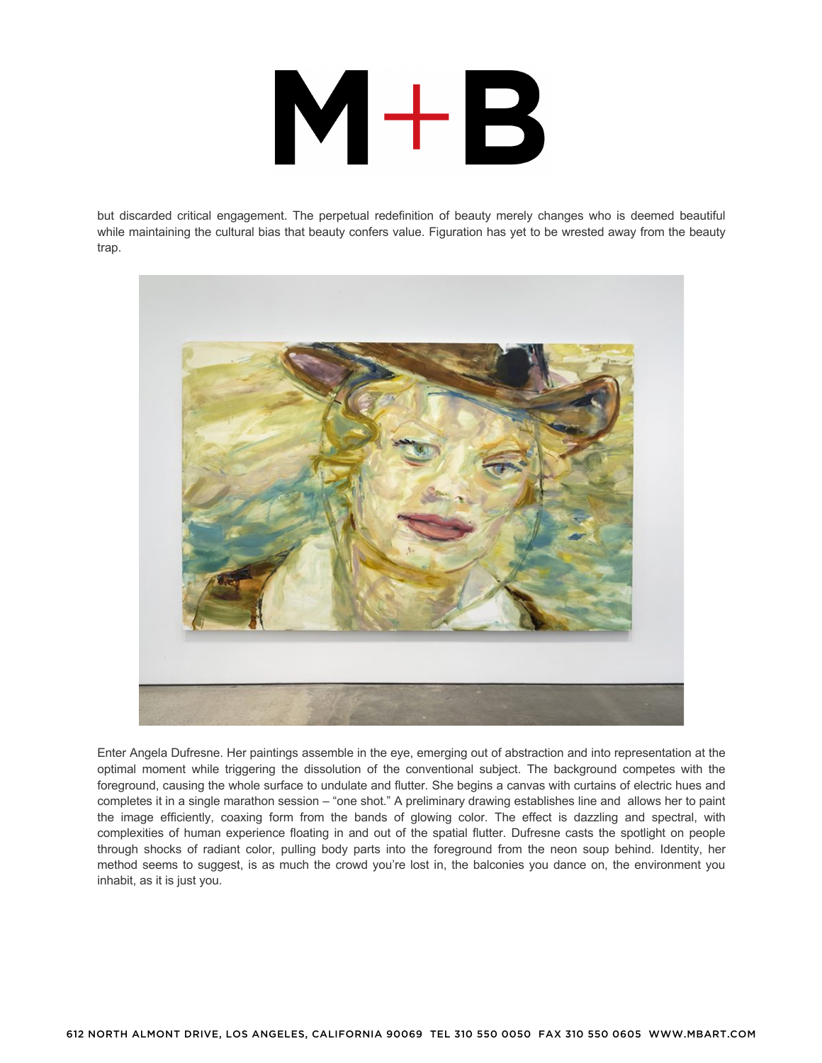but discarded critical engagement. The perpetual redefinition of beauty merely changes who is deemed beautiful while maintaining the cultural bias that beauty confers value. Figuration has yet to be wrested away from the beauty trap.

Enter Angela Dufresne. Her paintings assemble in the eye, emerging out of abstraction and into representation at the optimal moment while triggering the dissolution of the conventional subject. The background competes with the foreground, causing the whole surface to undulate and flutter. She begins a canvas with curtains of electric hues and completes it in a single marathon session – "one shot." A preliminary drawing establishes line and allows her to paint the image efficiently, coaxing form from the bands of glowing color. The effect is dazzling and spectral, with complexities of human experience floating in and out of the spatial flutter. Dufresne casts the spotlight on people through shocks of radiant color, pulling body parts into the foreground from the neon soup behind. Identity, her method seems to suggest, is as much the crowd you're lost in, the balconies you dance on, the environment you inhabit, as it is just you.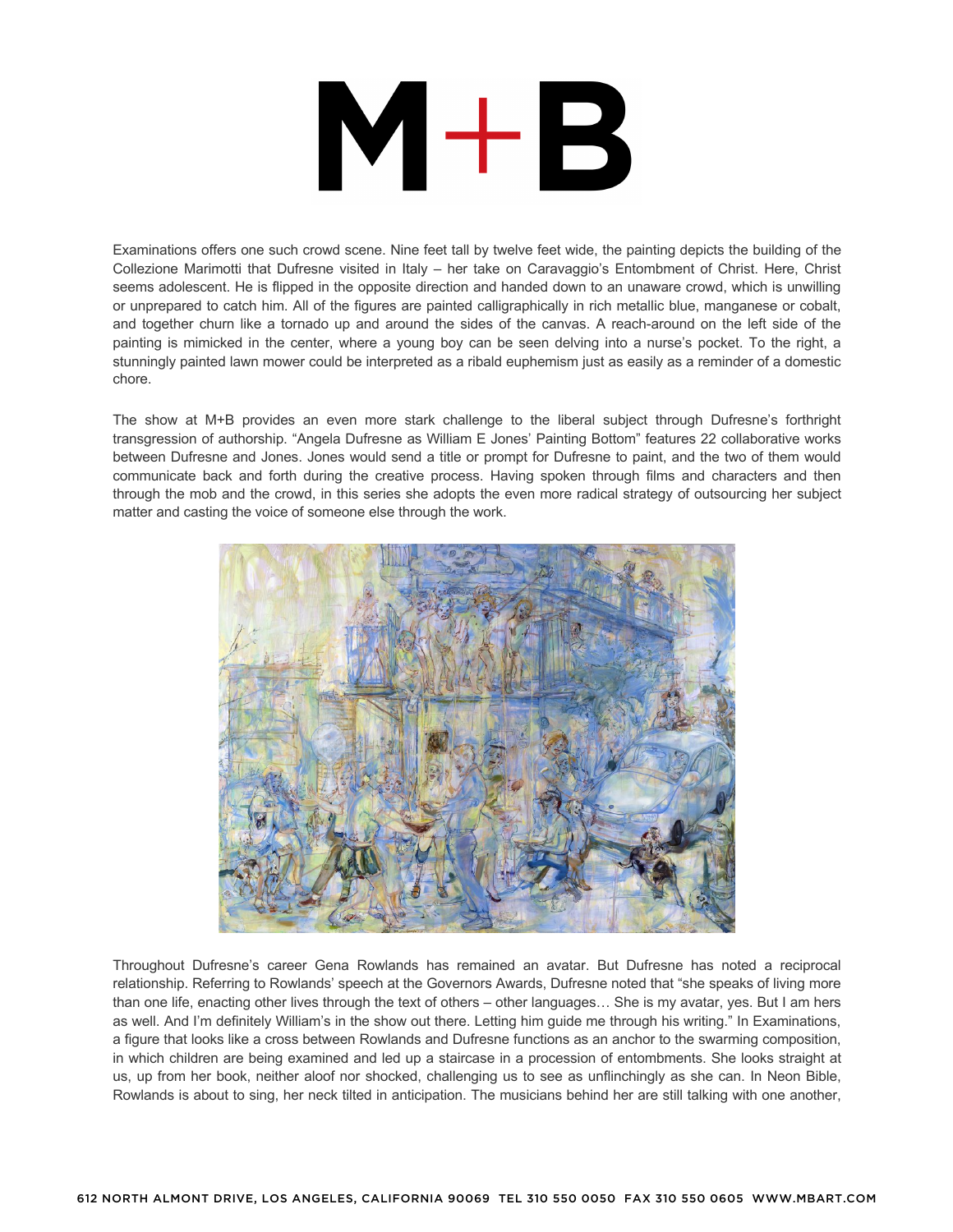Examinations offers one such crowd scene. Nine feet tall by twelve feet wide, the painting depicts the building of the Collezione Marimotti that Dufresne visited in Italy – her take on Caravaggio's Entombment of Christ. Here, Christ seems adolescent. He is flipped in the opposite direction and handed down to an unaware crowd, which is unwilling or unprepared to catch him. All of the figures are painted calligraphically in rich metallic blue, manganese or cobalt, and together churn like a tornado up and around the sides of the canvas. A reach-around on the left side of the painting is mimicked in the center, where a young boy can be seen delving into a nurse's pocket. To the right, a stunningly painted lawn mower could be interpreted as a ribald euphemism just as easily as a reminder of a domestic chore.

The show at M+B provides an even more stark challenge to the liberal subject through Dufresne's forthright transgression of authorship. "Angela Dufresne as William E Jones' Painting Bottom" features 22 collaborative works between Dufresne and Jones. Jones would send a title or prompt for Dufresne to paint, and the two of them would communicate back and forth during the creative process. Having spoken through films and characters and then through the mob and the crowd, in this series she adopts the even more radical strategy of outsourcing her subject matter and casting the voice of someone else through the work.

Throughout Dufresne's career Gena Rowlands has remained an avatar. But Dufresne has noted a reciprocal relationship. Referring to Rowlands' speech at the Governors Awards, Dufresne noted that "she speaks of living more than one life, enacting other lives through the text of others – other languages… She is my avatar, yes. But I am hers as well. And I'm definitely William's in the show out there. Letting him guide me through his writing." In Examinations, a figure that looks like a cross between Rowlands and Dufresne functions as an anchor to the swarming composition, in which children are being examined and led up a staircase in a procession of entombments. She looks straight at us, up from her book, neither aloof nor shocked, challenging us to see as unflinchingly as she can. In Neon Bible, Rowlands is about to sing, her neck tilted in anticipation. The musicians behind her are still talking with one another,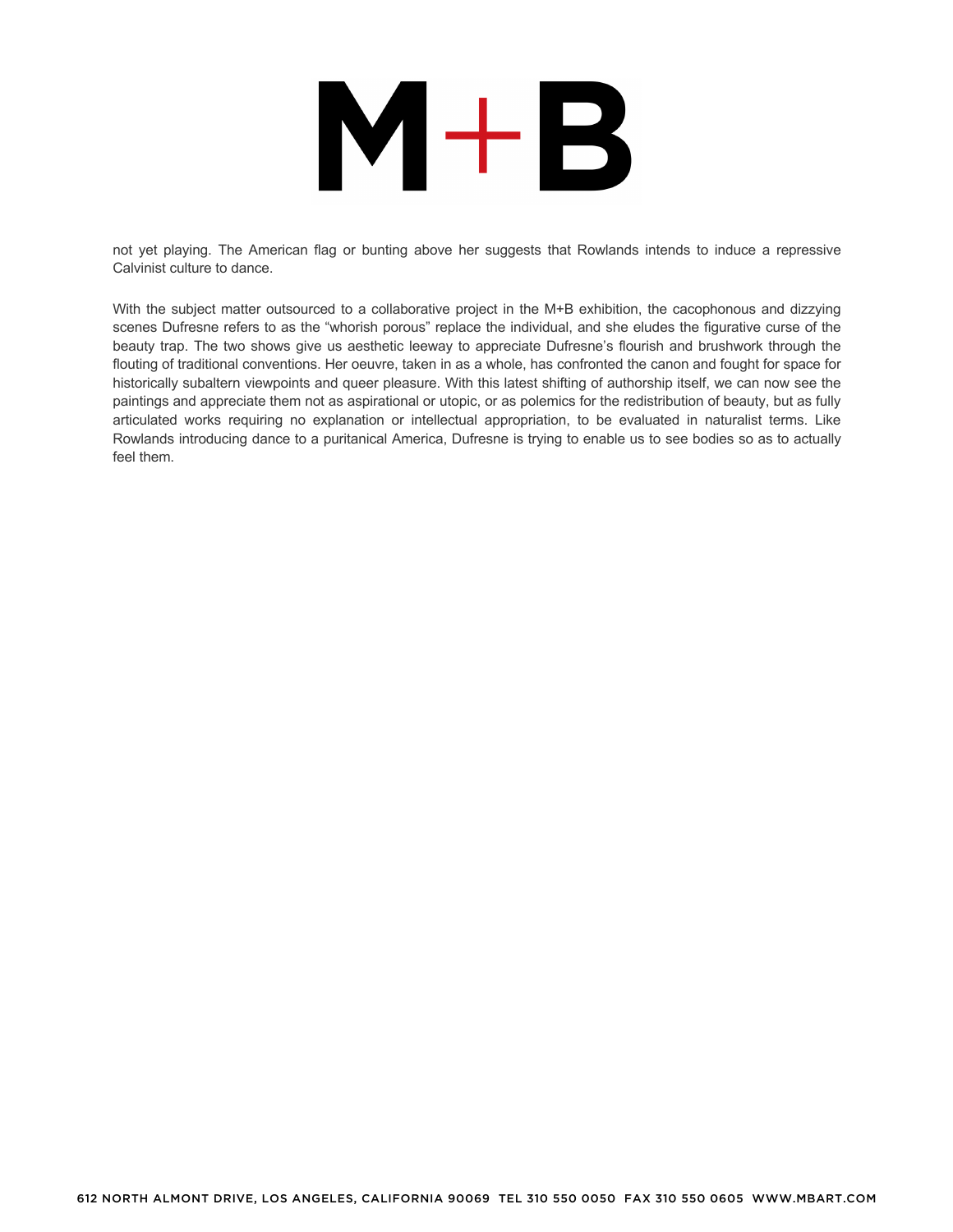not yet playing. The American flag or bunting above her suggests that Rowlands intends to induce a repressive Calvinist culture to dance.

With the subject matter outsourced to a collaborative project in the M+B exhibition, the cacophonous and dizzying scenes Dufresne refers to as the "whorish porous" replace the individual, and she eludes the figurative curse of the beauty trap. The two shows give us aesthetic leeway to appreciate Dufresne's flourish and brushwork through the flouting of traditional conventions. Her oeuvre, taken in as a whole, has confronted the canon and fought for space for historically subaltern viewpoints and queer pleasure. With this latest shifting of authorship itself, we can now see the paintings and appreciate them not as aspirational or utopic, or as polemics for the redistribution of beauty, but as fully articulated works requiring no explanation or intellectual appropriation, to be evaluated in naturalist terms. Like Rowlands introducing dance to a puritanical America, Dufresne is trying to enable us to see bodies so as to actually feel them.